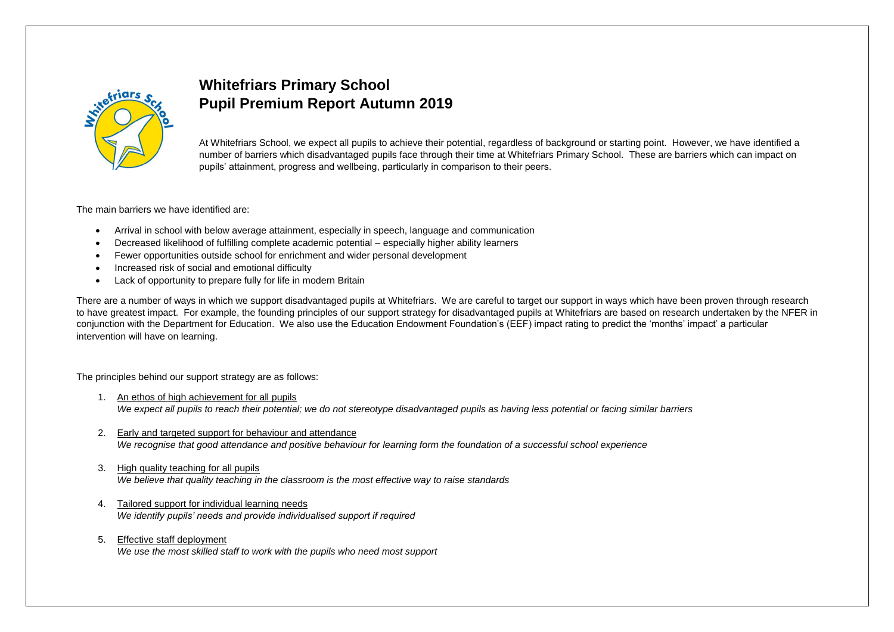# Whitefriars Primary School
# Pupil Premium Report Autumn 2019

At Whitefriars School, we expect all pupils to achieve their potential, regardless of background or starting point. However, we have identified a number of barriers which disadvantaged pupils face through their time at Whitefriars Primary School. These are barriers which can impact on pupils' attainment, progress and wellbeing, particularly in comparison to their peers.

The main barriers we have identified are:

- Arrival in school with below average attainment, especially in speech, language and communication
- Decreased likelihood of fulfilling complete academic potential – especially higher ability learners
- Fewer opportunities outside school for enrichment and wider personal development
- Increased risk of social and emotional difficulty
- Lack of opportunity to prepare fully for life in modern Britain

There are a number of ways in which we support disadvantaged pupils at Whitefriars. We are careful to target our support in ways which have been proven through research to have greatest impact. For example, the founding principles of our support strategy for disadvantaged pupils at Whitefriars are based on research undertaken by the NFER in conjunction with the Department for Education. We also use the Education Endowment Foundation's (EEF) impact rating to predict the 'months' impact' a particular intervention will have on learning.

The principles behind our support strategy are as follows:

1. An ethos of high achievement for all pupils
   *We expect all pupils to reach their potential; we do not stereotype disadvantaged pupils as having less potential or facing similar barriers*

2. Early and targeted support for behaviour and attendance
   *We recognise that good attendance and positive behaviour for learning form the foundation of a successful school experience*

3. High quality teaching for all pupils
   *We believe that quality teaching in the classroom is the most effective way to raise standards*

4. Tailored support for individual learning needs
   *We identify pupils' needs and provide individualised support if required*

5. Effective staff deployment
   *We use the most skilled staff to work with the pupils who need most support*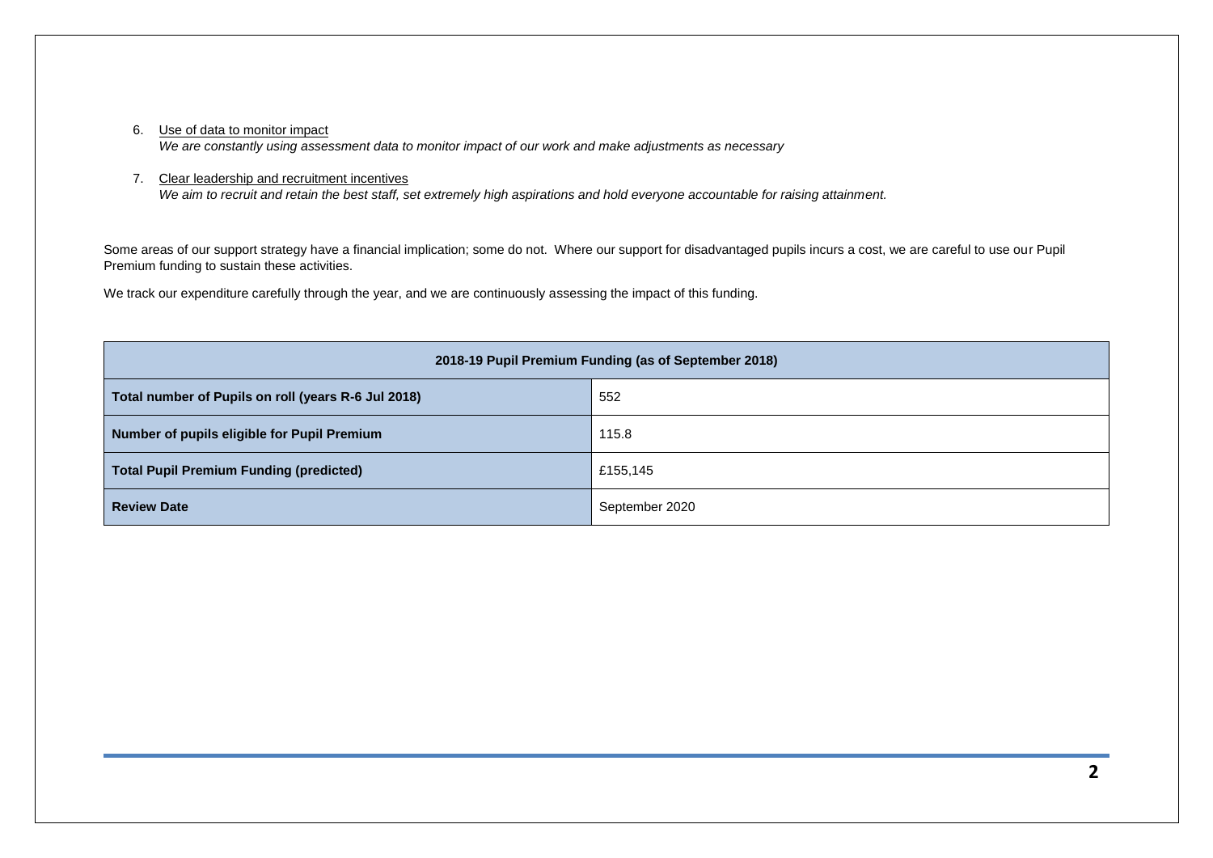6. Use of data to monitor impact
   *We are constantly using assessment data to monitor impact of our work and make adjustments as necessary*

7. Clear leadership and recruitment incentives
   *We aim to recruit and retain the best staff, set extremely high aspirations and hold everyone accountable for raising attainment.*

Some areas of our support strategy have a financial implication; some do not. Where our support for disadvantaged pupils incurs a cost, we are careful to use our Pupil Premium funding to sustain these activities.

We track our expenditure carefully through the year, and we are continuously assessing the impact of this funding.

| 2018-19 Pupil Premium Funding (as of September 2018) | |
|---|---|
| **Total number of Pupils on roll (years R-6 Jul 2018)** | 552 |
| **Number of pupils eligible for Pupil Premium** | 115.8 |
| **Total Pupil Premium Funding (predicted)** | £155,145 |
| **Review Date** | September 2020 |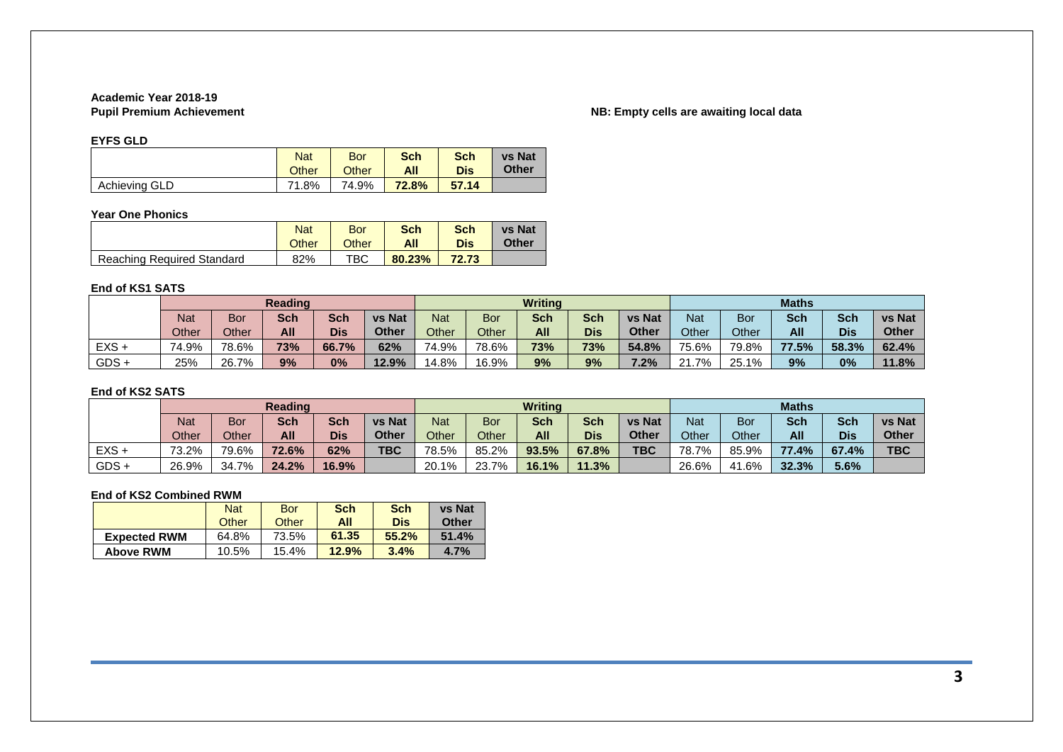**Academic Year 2018-19**
**Pupil Premium Achievement**

**NB: Empty cells are awaiting local data**

**EYFS GLD**

| | Nat Other | Bor Other | Sch All | Sch Dis | vs Nat Other |
|---|---|---|---|---|---|
| Achieving GLD | 71.8% | 74.9% | **72.8%** | **57.14** | |

**Year One Phonics**

| | Nat Other | Bor Other | Sch All | Sch Dis | vs Nat Other |
|---|---|---|---|---|---|
| Reaching Required Standard | 82% | TBC | **80.23%** | **72.73** | |

**End of KS1 SATS**

| | Reading | | | | | Writing | | | | | Maths | | | | |
|---|---|---|---|---|---|---|---|---|---|---|---|---|---|---|---|
| | Nat Other | Bor Other | Sch All | Sch Dis | vs Nat Other | Nat Other | Bor Other | Sch All | Sch Dis | vs Nat Other | Nat Other | Bor Other | Sch All | Sch Dis | vs Nat Other |
| EXS + | 74.9% | 78.6% | **73%** | **66.7%** | **62%** | 74.9% | 78.6% | **73%** | **73%** | **54.8%** | 75.6% | 79.8% | **77.5%** | **58.3%** | **62.4%** |
| GDS + | 25% | 26.7% | **9%** | **0%** | **12.9%** | 14.8% | 16.9% | **9%** | **9%** | **7.2%** | 21.7% | 25.1% | **9%** | **0%** | **11.8%** |

**End of KS2 SATS**

| | Reading | | | | | Writing | | | | | Maths | | | | |
|---|---|---|---|---|---|---|---|---|---|---|---|---|---|---|---|
| | Nat Other | Bor Other | Sch All | Sch Dis | vs Nat Other | Nat Other | Bor Other | Sch All | Sch Dis | vs Nat Other | Nat Other | Bor Other | Sch All | Sch Dis | vs Nat Other |
| EXS + | 73.2% | 79.6% | **72.6%** | **62%** | **TBC** | 78.5% | 85.2% | **93.5%** | **67.8%** | **TBC** | 78.7% | 85.9% | **77.4%** | **67.4%** | **TBC** |
| GDS + | 26.9% | 34.7% | **24.2%** | **16.9%** | | 20.1% | 23.7% | **16.1%** | **11.3%** | | 26.6% | 41.6% | **32.3%** | **5.6%** | |

**End of KS2 Combined RWM**

| | Nat Other | Bor Other | Sch All | Sch Dis | vs Nat Other |
|---|---|---|---|---|---|
| **Expected RWM** | 64.8% | 73.5% | **61.35** | **55.2%** | **51.4%** |
| **Above RWM** | 10.5% | 15.4% | **12.9%** | **3.4%** | **4.7%** |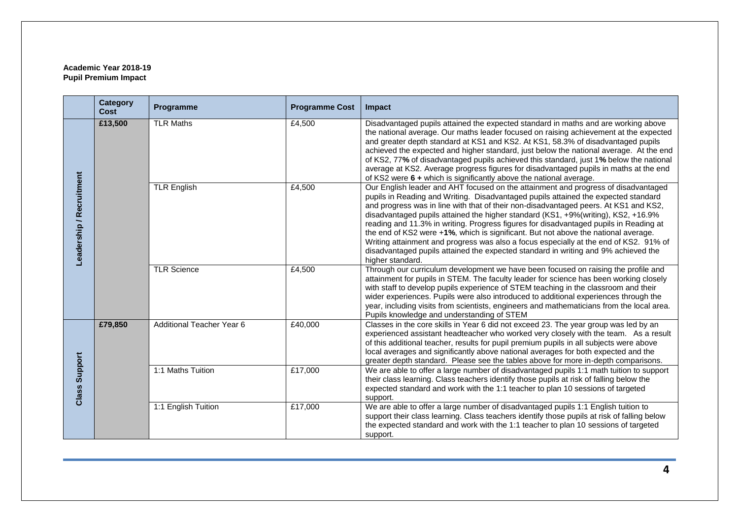**Academic Year 2018-19**
**Pupil Premium Impact**

| | Category Cost | Programme | Programme Cost | Impact |
|---|---|---|---|---|
| Leadership / Recruitment | **£13,500** | TLR Maths | £4,500 | Disadvantaged pupils attained the expected standard in maths and are working above the national average. Our maths leader focused on raising achievement at the expected and greater depth standard at KS1 and KS2. At KS1, 58.3% of disadvantaged pupils achieved the expected and higher standard, just below the national average. At the end of KS2, 77**%** of disadvantaged pupils achieved this standard, just 1**%** below the national average at KS2. Average progress figures for disadvantaged pupils in maths at the end of KS2 were **6 +** which is significantly above the national average. |
| | | TLR English | £4,500 | Our English leader and AHT focused on the attainment and progress of disadvantaged pupils in Reading and Writing. Disadvantaged pupils attained the expected standard and progress was in line with that of their non-disadvantaged peers. At KS1 and KS2, disadvantaged pupils attained the higher standard (KS1, +9%(writing), KS2, +16.9% reading and 11.3% in writing. Progress figures for disadvantaged pupils in Reading at the end of KS2 were +**1%**, which is significant. But not above the national average. Writing attainment and progress was also a focus especially at the end of KS2. 91% of disadvantaged pupils attained the expected standard in writing and 9% achieved the higher standard. |
| | | TLR Science | £4,500 | Through our curriculum development we have been focused on raising the profile and attainment for pupils in STEM. The faculty leader for science has been working closely with staff to develop pupils experience of STEM teaching in the classroom and their wider experiences. Pupils were also introduced to additional experiences through the year, including visits from scientists, engineers and mathematicians from the local area. Pupils knowledge and understanding of STEM |
| Class Support | **£79,850** | Additional Teacher Year 6 | £40,000 | Classes in the core skills in Year 6 did not exceed 23. The year group was led by an experienced assistant headteacher who worked very closely with the team. As a result of this additional teacher, results for pupil premium pupils in all subjects were above local averages and significantly above national averages for both expected and the greater depth standard. Please see the tables above for more in-depth comparisons. |
| | | 1:1 Maths Tuition | £17,000 | We are able to offer a large number of disadvantaged pupils 1:1 math tuition to support their class learning. Class teachers identify those pupils at risk of falling below the expected standard and work with the 1:1 teacher to plan 10 sessions of targeted support. |
| | | 1:1 English Tuition | £17,000 | We are able to offer a large number of disadvantaged pupils 1:1 English tuition to support their class learning. Class teachers identify those pupils at risk of falling below the expected standard and work with the 1:1 teacher to plan 10 sessions of targeted support. |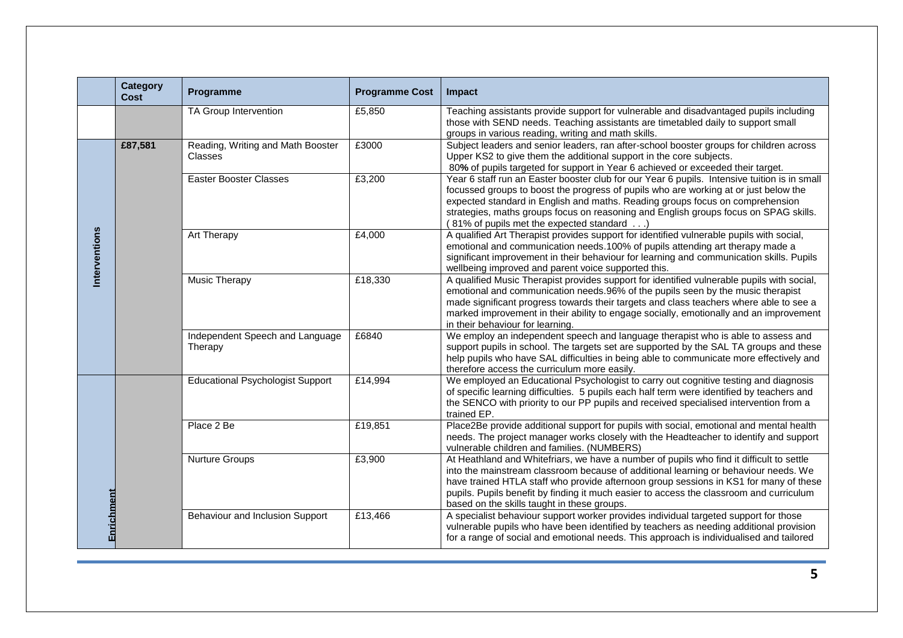|  | Category Cost | Programme | Programme Cost | Impact |
|---|---|---|---|---|
|  |  | TA Group Intervention | £5,850 | Teaching assistants provide support for vulnerable and disadvantaged pupils including those with SEND needs. Teaching assistants are timetabled daily to support small groups in various reading, writing and math skills. |
| Interventions | £87,581 | Reading, Writing and Math Booster Classes | £3000 | Subject leaders and senior leaders, ran after-school booster groups for children across Upper KS2 to give them the additional support in the core subjects. 80**%** of pupils targeted for support in Year 6 achieved or exceeded their target. |
|  |  | Easter Booster Classes | £3,200 | Year 6 staff run an Easter booster club for our Year 6 pupils. Intensive tuition is in small focussed groups to boost the progress of pupils who are working at or just below the expected standard in English and maths. Reading groups focus on comprehension strategies, maths groups focus on reasoning and English groups focus on SPAG skills. ( 81% of pupils met the expected standard . . .) |
|  |  | Art Therapy | £4,000 | A qualified Art Therapist provides support for identified vulnerable pupils with social, emotional and communication needs.100% of pupils attending art therapy made a significant improvement in their behaviour for learning and communication skills. Pupils wellbeing improved and parent voice supported this. |
|  |  | Music Therapy | £18,330 | A qualified Music Therapist provides support for identified vulnerable pupils with social, emotional and communication needs.96% of the pupils seen by the music therapist made significant progress towards their targets and class teachers where able to see a marked improvement in their ability to engage socially, emotionally and an improvement in their behaviour for learning. |
|  |  | Independent Speech and Language Therapy | £6840 | We employ an independent speech and language therapist who is able to assess and support pupils in school. The targets set are supported by the SAL TA groups and these help pupils who have SAL difficulties in being able to communicate more effectively and therefore access the curriculum more easily. |
| Enrichment |  | Educational Psychologist Support | £14,994 | We employed an Educational Psychologist to carry out cognitive testing and diagnosis of specific learning difficulties. 5 pupils each half term were identified by teachers and the SENCO with priority to our PP pupils and received specialised intervention from a trained EP. |
|  |  | Place 2 Be | £19,851 | Place2Be provide additional support for pupils with social, emotional and mental health needs. The project manager works closely with the Headteacher to identify and support vulnerable children and families. (NUMBERS) |
|  |  | Nurture Groups | £3,900 | At Heathland and Whitefriars, we have a number of pupils who find it difficult to settle into the mainstream classroom because of additional learning or behaviour needs. We have trained HTLA staff who provide afternoon group sessions in KS1 for many of these pupils. Pupils benefit by finding it much easier to access the classroom and curriculum based on the skills taught in these groups. |
|  |  | Behaviour and Inclusion Support | £13,466 | A specialist behaviour support worker provides individual targeted support for those vulnerable pupils who have been identified by teachers as needing additional provision for a range of social and emotional needs. This approach is individualised and tailored |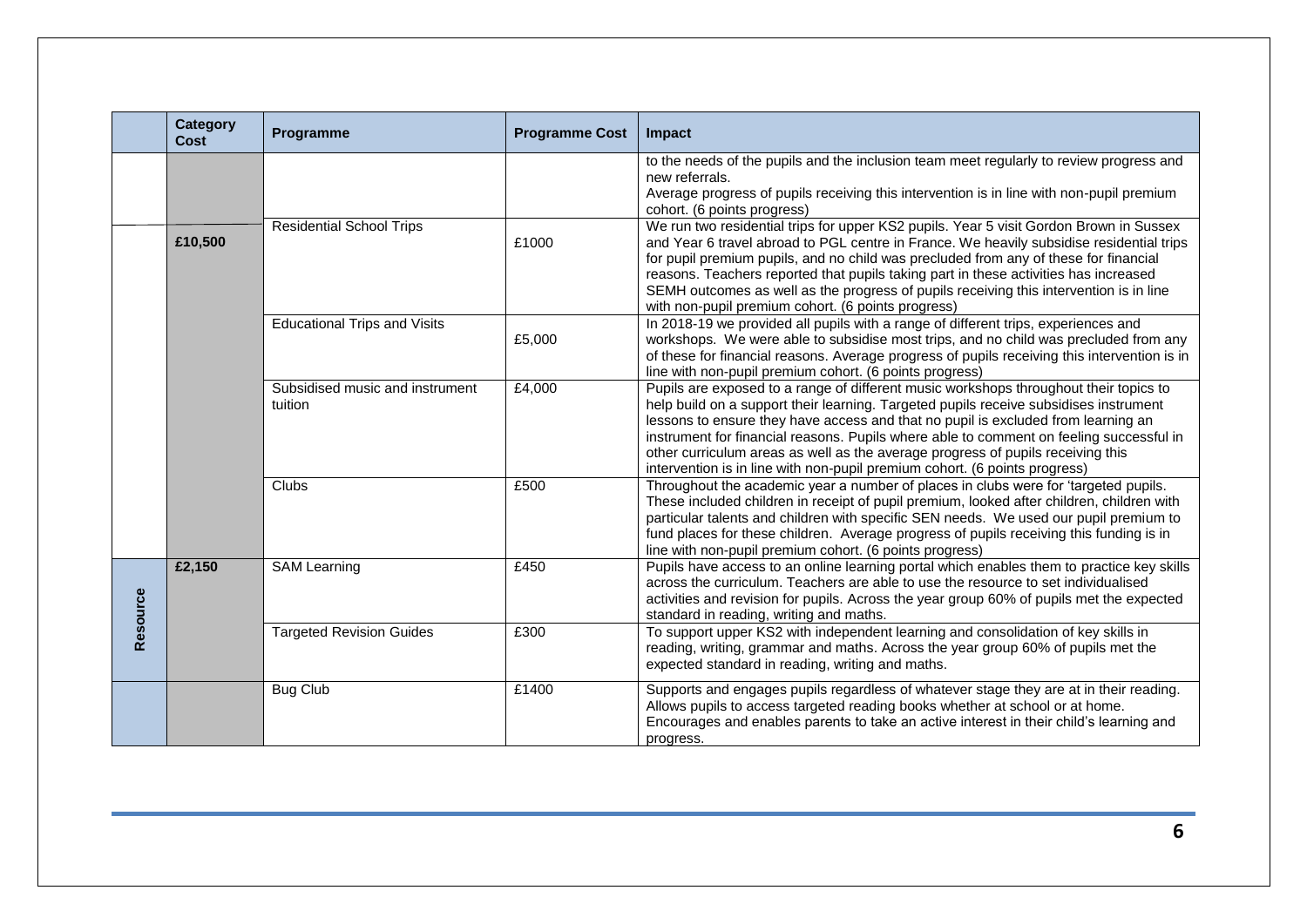| | Category Cost | Programme | Programme Cost | Impact |
|---|---|---|---|---|
| | | | | to the needs of the pupils and the inclusion team meet regularly to review progress and new referrals. Average progress of pupils receiving this intervention is in line with non-pupil premium cohort. (6 points progress) |
| | £10,500 | Residential School Trips | £1000 | We run two residential trips for upper KS2 pupils. Year 5 visit Gordon Brown in Sussex and Year 6 travel abroad to PGL centre in France. We heavily subsidise residential trips for pupil premium pupils, and no child was precluded from any of these for financial reasons. Teachers reported that pupils taking part in these activities has increased SEMH outcomes as well as the progress of pupils receiving this intervention is in line with non-pupil premium cohort. (6 points progress) |
| | | Educational Trips and Visits | £5,000 | In 2018-19 we provided all pupils with a range of different trips, experiences and workshops. We were able to subsidise most trips, and no child was precluded from any of these for financial reasons. Average progress of pupils receiving this intervention is in line with non-pupil premium cohort. (6 points progress) |
| | | Subsidised music and instrument tuition | £4,000 | Pupils are exposed to a range of different music workshops throughout their topics to help build on a support their learning. Targeted pupils receive subsidises instrument lessons to ensure they have access and that no pupil is excluded from learning an instrument for financial reasons. Pupils where able to comment on feeling successful in other curriculum areas as well as the average progress of pupils receiving this intervention is in line with non-pupil premium cohort. (6 points progress) |
| | | Clubs | £500 | Throughout the academic year a number of places in clubs were for 'targeted pupils. These included children in receipt of pupil premium, looked after children, children with particular talents and children with specific SEN needs. We used our pupil premium to fund places for these children. Average progress of pupils receiving this funding is in line with non-pupil premium cohort. (6 points progress) |
| Resource | £2,150 | SAM Learning | £450 | Pupils have access to an online learning portal which enables them to practice key skills across the curriculum. Teachers are able to use the resource to set individualised activities and revision for pupils. Across the year group 60% of pupils met the expected standard in reading, writing and maths. |
| | | Targeted Revision Guides | £300 | To support upper KS2 with independent learning and consolidation of key skills in reading, writing, grammar and maths. Across the year group 60% of pupils met the expected standard in reading, writing and maths. |
| | | Bug Club | £1400 | Supports and engages pupils regardless of whatever stage they are at in their reading. Allows pupils to access targeted reading books whether at school or at home. Encourages and enables parents to take an active interest in their child's learning and progress. |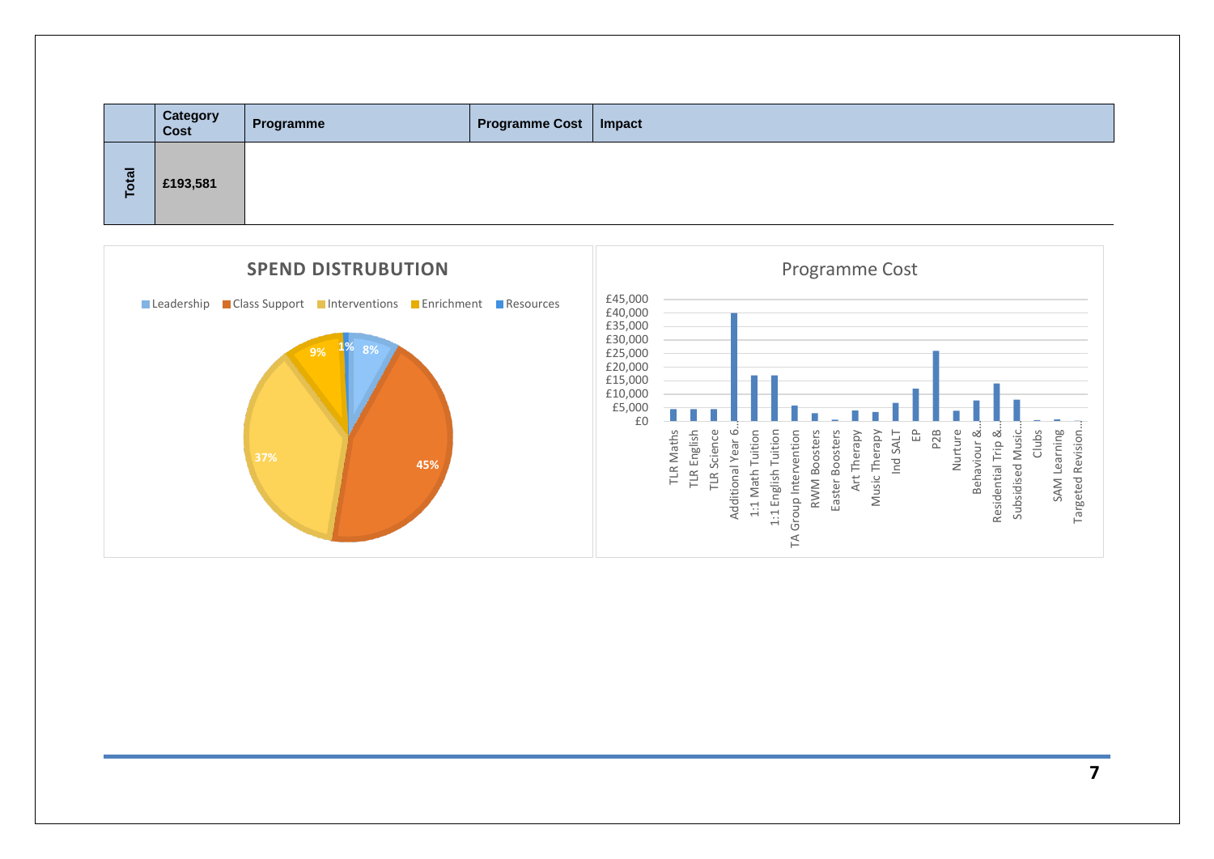|  | Category Cost | Programme | Programme Cost | Impact |
|---|---|---|---|---|
| Total | £193,581 |  |  |  |

**SPEND DISTRUBUTION**

Leadership, Class Support, Interventions, Enrichment, Resources

Leadership 8%, Class Support 45%, Interventions 37%, Enrichment 9%, Resources 1%

**Programme Cost**

£45,000
£40,000
£35,000
£30,000
£25,000
£20,000
£15,000
£10,000
£5,000
£0

TLR Maths, TLR English, TLR Science, Additional Year 6..., 1:1 Math Tuition, 1:1 English Tuition, TA Group Intervention, RWM Boosters, Easter Boosters, Art Therapy, Music Therapy, Ind SALT, EP, P2B, Nurture, Behaviour &..., Residential Trip &..., Subsidised Music..., Clubs, SAM Learning, Targeted Revision...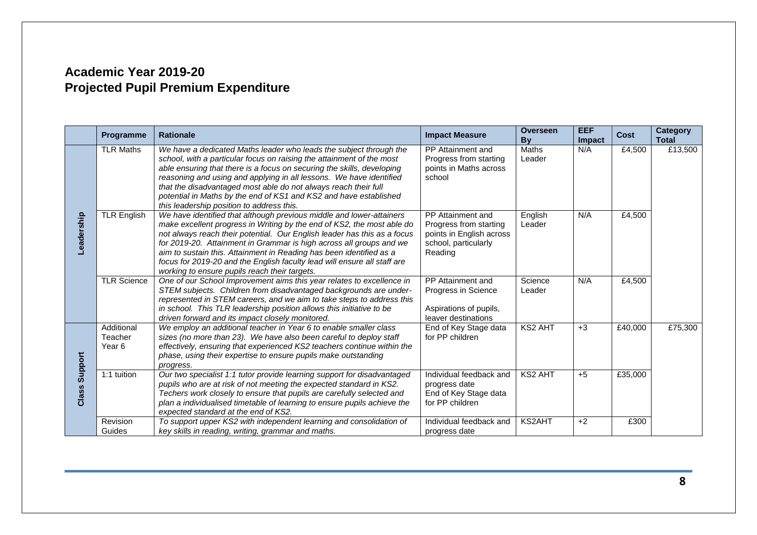## Academic Year 2019-20
## Projected Pupil Premium Expenditure

| | Programme | Rationale | Impact Measure | Overseen By | EEF Impact | Cost | Category Total |
|---|---|---|---|---|---|---|---|
| Leadership | TLR Maths | *We have a dedicated Maths leader who leads the subject through the school, with a particular focus on raising the attainment of the most able ensuring that there is a focus on securing the skills, developing reasoning and using and applying in all lessons. We have identified that the disadvantaged most able do not always reach their full potential in Maths by the end of KS1 and KS2 and have established this leadership position to address this.* | PP Attainment and Progress from starting points in Maths across school | Maths Leader | N/A | £4,500 | £13,500 |
| | TLR English | *We have identified that although previous middle and lower-attainers make excellent progress in Writing by the end of KS2, the most able do not always reach their potential. Our English leader has this as a focus for 2019-20. Attainment in Grammar is high across all groups and we aim to sustain this. Attainment in Reading has been identified as a focus for 2019-20 and the English faculty lead will ensure all staff are working to ensure pupils reach their targets.* | PP Attainment and Progress from starting points in English across school, particularly Reading | English Leader | N/A | £4,500 | |
| | TLR Science | *One of our School Improvement aims this year relates to excellence in STEM subjects. Children from disadvantaged backgrounds are under-represented in STEM careers, and we aim to take steps to address this in school. This TLR leadership position allows this initiative to be driven forward and its impact closely monitored.* | PP Attainment and Progress in Science<br><br>Aspirations of pupils, leaver destinations | Science Leader | N/A | £4,500 | |
| Class Support | Additional Teacher Year 6 | *We employ an additional teacher in Year 6 to enable smaller class sizes (no more than 23). We have also been careful to deploy staff effectively, ensuring that experienced KS2 teachers continue within the phase, using their expertise to ensure pupils make outstanding progress.* | End of Key Stage data for PP children | KS2 AHT | +3 | £40,000 | £75,300 |
| | 1:1 tuition | *Our two specialist 1:1 tutor provide learning support for disadvantaged pupils who are at risk of not meeting the expected standard in KS2. Techers work closely to ensure that pupils are carefully selected and plan a individualised timetable of learning to ensure pupils achieve the expected standard at the end of KS2.* | Individual feedback and progress date<br>End of Key Stage data for PP children | KS2 AHT | +5 | £35,000 | |
| | Revision Guides | *To support upper KS2 with independent learning and consolidation of key skills in reading, writing, grammar and maths.* | Individual feedback and progress date | KS2AHT | +2 | £300 | |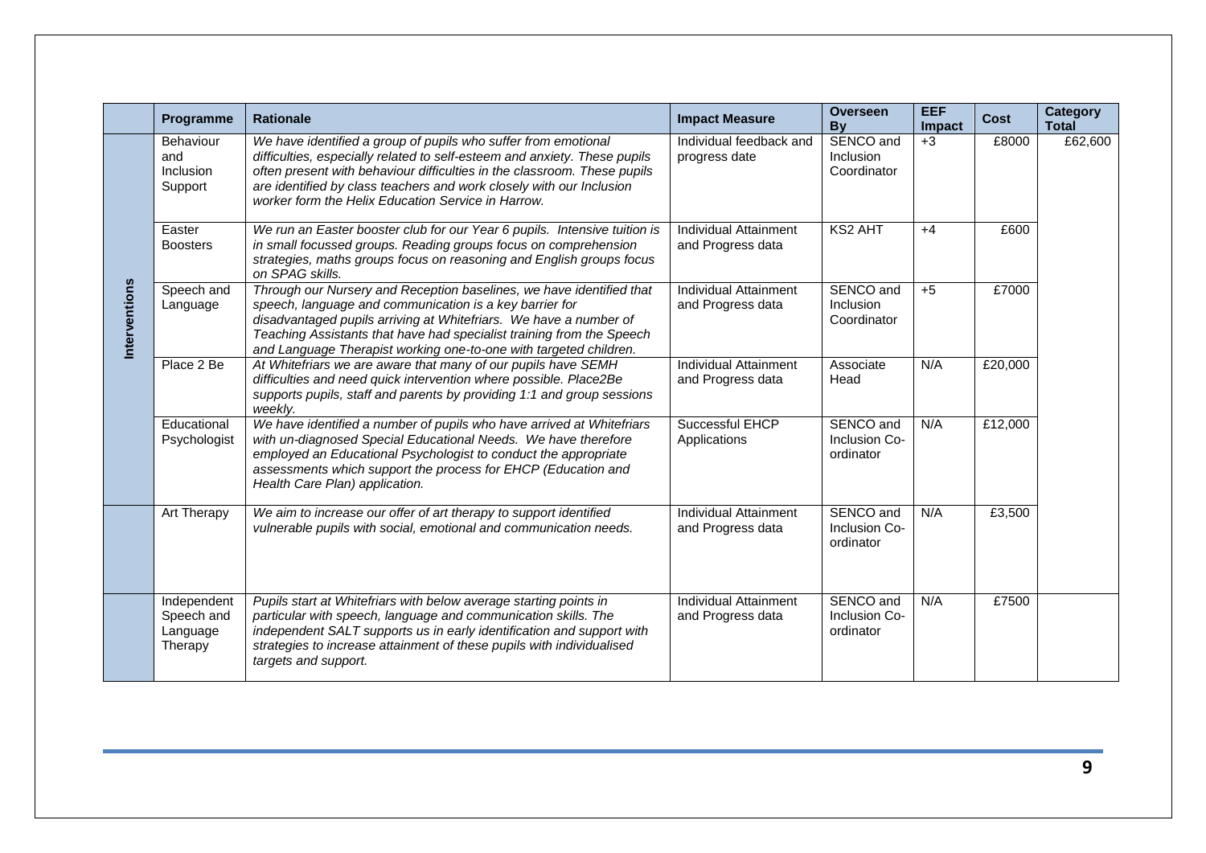| | Programme | Rationale | Impact Measure | Overseen By | EEF Impact | Cost | Category Total |
|---|---|---|---|---|---|---|---|
| Interventions | Behaviour and Inclusion Support | *We have identified a group of pupils who suffer from emotional difficulties, especially related to self-esteem and anxiety. These pupils often present with behaviour difficulties in the classroom. These pupils are identified by class teachers and work closely with our Inclusion worker form the Helix Education Service in Harrow.* | Individual feedback and progress date | SENCO and Inclusion Coordinator | +3 | £8000 | £62,600 |
| | Easter Boosters | *We run an Easter booster club for our Year 6 pupils. Intensive tuition is in small focussed groups. Reading groups focus on comprehension strategies, maths groups focus on reasoning and English groups focus on SPAG skills.* | Individual Attainment and Progress data | KS2 AHT | +4 | £600 | |
| | Speech and Language | *Through our Nursery and Reception baselines, we have identified that speech, language and communication is a key barrier for disadvantaged pupils arriving at Whitefriars. We have a number of Teaching Assistants that have had specialist training from the Speech and Language Therapist working one-to-one with targeted children.* | Individual Attainment and Progress data | SENCO and Inclusion Coordinator | +5 | £7000 | |
| | Place 2 Be | *At Whitefriars we are aware that many of our pupils have SEMH difficulties and need quick intervention where possible. Place2Be supports pupils, staff and parents by providing 1:1 and group sessions weekly.* | Individual Attainment and Progress data | Associate Head | N/A | £20,000 | |
| | Educational Psychologist | *We have identified a number of pupils who have arrived at Whitefriars with un-diagnosed Special Educational Needs. We have therefore employed an Educational Psychologist to conduct the appropriate assessments which support the process for EHCP (Education and Health Care Plan) application.* | Successful EHCP Applications | SENCO and Inclusion Co-ordinator | N/A | £12,000 | |
| | Art Therapy | *We aim to increase our offer of art therapy to support identified vulnerable pupils with social, emotional and communication needs.* | Individual Attainment and Progress data | SENCO and Inclusion Co-ordinator | N/A | £3,500 | |
| | Independent Speech and Language Therapy | *Pupils start at Whitefriars with below average starting points in particular with speech, language and communication skills. The independent SALT supports us in early identification and support with strategies to increase attainment of these pupils with individualised targets and support.* | Individual Attainment and Progress data | SENCO and Inclusion Co-ordinator | N/A | £7500 | |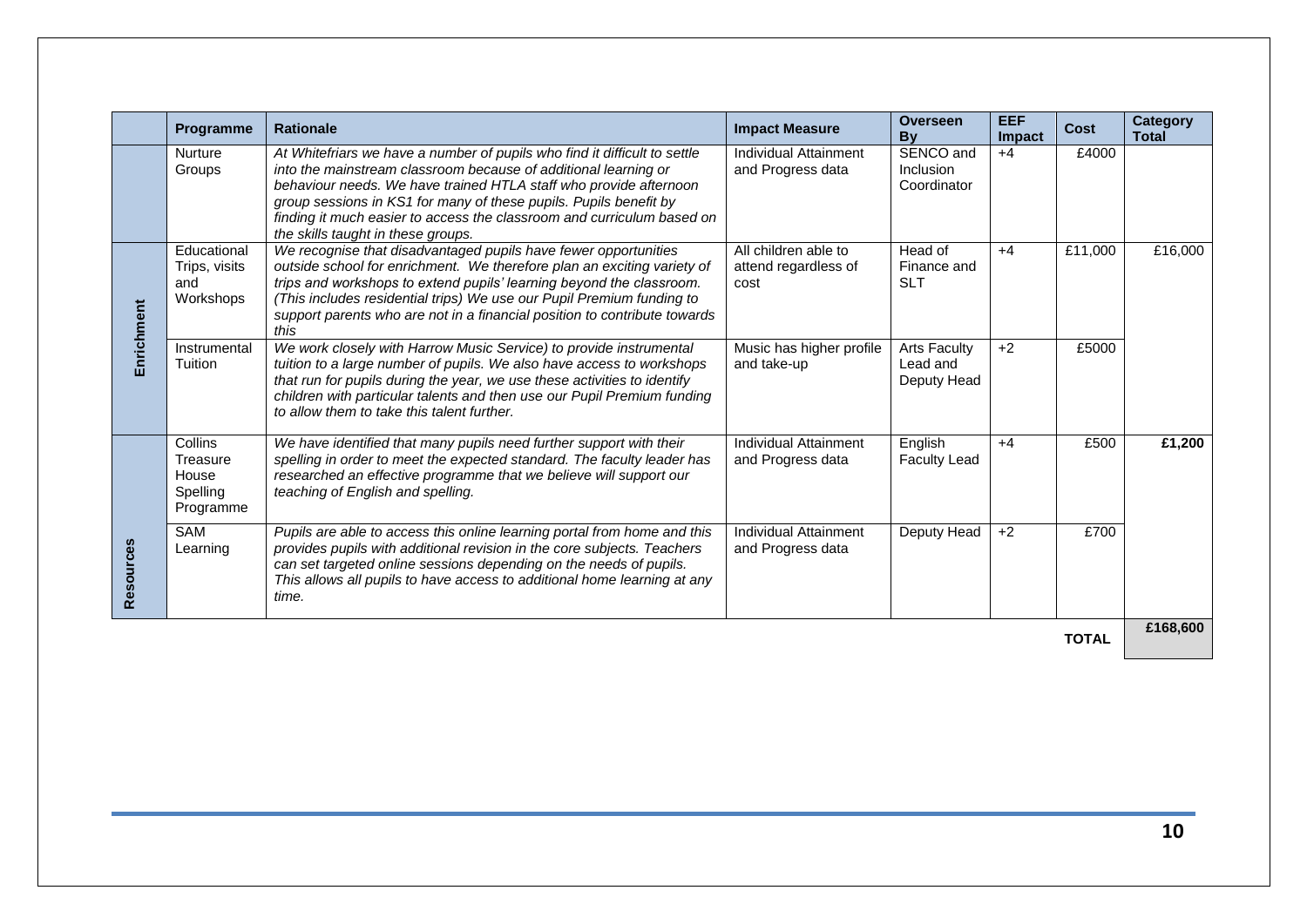| | Programme | Rationale | Impact Measure | Overseen By | EEF Impact | Cost | Category Total |
|---|---|---|---|---|---|---|---|
| | Nurture Groups | *At Whitefriars we have a number of pupils who find it difficult to settle into the mainstream classroom because of additional learning or behaviour needs. We have trained HTLA staff who provide afternoon group sessions in KS1 for many of these pupils. Pupils benefit by finding it much easier to access the classroom and curriculum based on the skills taught in these groups.* | Individual Attainment and Progress data | SENCO and Inclusion Coordinator | +4 | £4000 | |
| Enrichment | Educational Trips, visits and Workshops | *We recognise that disadvantaged pupils have fewer opportunities outside school for enrichment. We therefore plan an exciting variety of trips and workshops to extend pupils' learning beyond the classroom. (This includes residential trips) We use our Pupil Premium funding to support parents who are not in a financial position to contribute towards this* | All children able to attend regardless of cost | Head of Finance and SLT | +4 | £11,000 | £16,000 |
| | Instrumental Tuition | *We work closely with Harrow Music Service) to provide instrumental tuition to a large number of pupils. We also have access to workshops that run for pupils during the year, we use these activities to identify children with particular talents and then use our Pupil Premium funding to allow them to take this talent further.* | Music has higher profile and take-up | Arts Faculty Lead and Deputy Head | +2 | £5000 | |
| Resources | Collins Treasure House Spelling Programme | *We have identified that many pupils need further support with their spelling in order to meet the expected standard. The faculty leader has researched an effective programme that we believe will support our teaching of English and spelling.* | Individual Attainment and Progress data | English Faculty Lead | +4 | £500 | **£1,200** |
| | SAM Learning | *Pupils are able to access this online learning portal from home and this provides pupils with additional revision in the core subjects. Teachers can set targeted online sessions depending on the needs of pupils. This allows all pupils to have access to additional home learning at any time.* | Individual Attainment and Progress data | Deputy Head | +2 | £700 | |
| | | | | | | **TOTAL** | **£168,600** |